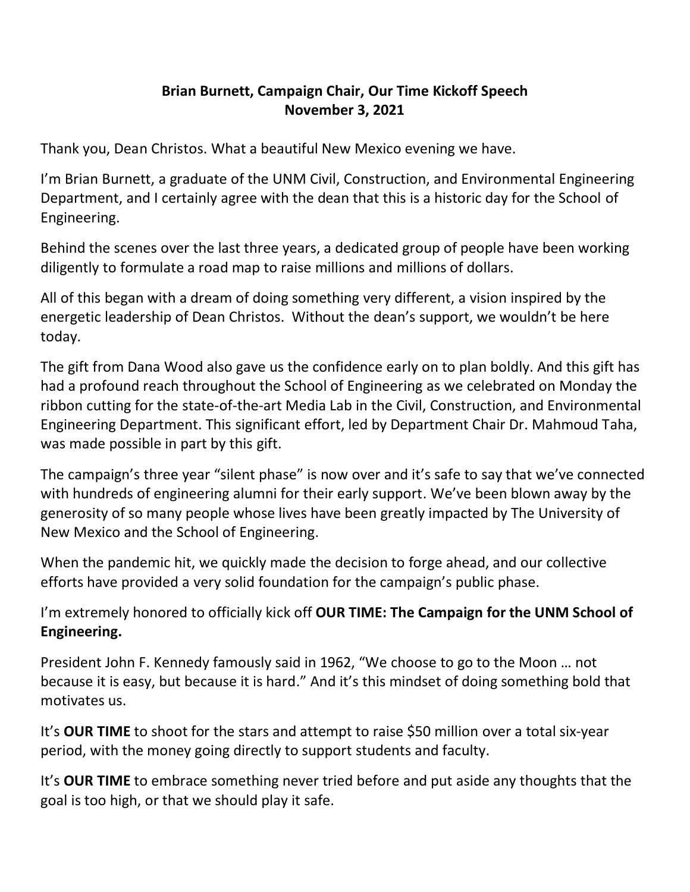**Brian Burnett, Campaign Chair, Our Time Kickoff Speech**
**November 3, 2021**

Thank you, Dean Christos. What a beautiful New Mexico evening we have.

I'm Brian Burnett, a graduate of the UNM Civil, Construction, and Environmental Engineering Department, and I certainly agree with the dean that this is a historic day for the School of Engineering.

Behind the scenes over the last three years, a dedicated group of people have been working diligently to formulate a road map to raise millions and millions of dollars.

All of this began with a dream of doing something very different, a vision inspired by the energetic leadership of Dean Christos. Without the dean's support, we wouldn't be here today.

The gift from Dana Wood also gave us the confidence early on to plan boldly. And this gift has had a profound reach throughout the School of Engineering as we celebrated on Monday the ribbon cutting for the state-of-the-art Media Lab in the Civil, Construction, and Environmental Engineering Department. This significant effort, led by Department Chair Dr. Mahmoud Taha, was made possible in part by this gift.

The campaign's three year "silent phase" is now over and it's safe to say that we've connected with hundreds of engineering alumni for their early support. We've been blown away by the generosity of so many people whose lives have been greatly impacted by The University of New Mexico and the School of Engineering.

When the pandemic hit, we quickly made the decision to forge ahead, and our collective efforts have provided a very solid foundation for the campaign's public phase.

I'm extremely honored to officially kick off **OUR TIME: The Campaign for the UNM School of Engineering.**

President John F. Kennedy famously said in 1962, "We choose to go to the Moon … not because it is easy, but because it is hard." And it's this mindset of doing something bold that motivates us.

It's **OUR TIME** to shoot for the stars and attempt to raise $50 million over a total six-year period, with the money going directly to support students and faculty.

It's **OUR TIME** to embrace something never tried before and put aside any thoughts that the goal is too high, or that we should play it safe.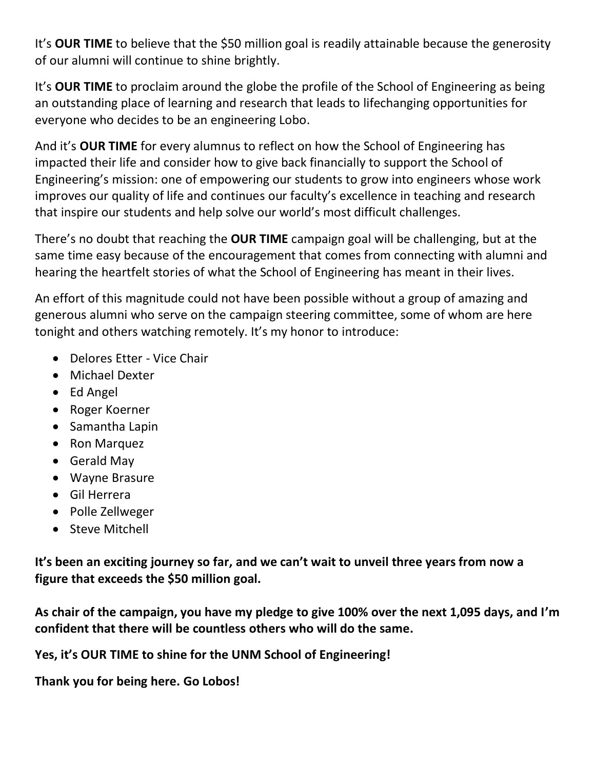It's **OUR TIME** to believe that the $50 million goal is readily attainable because the generosity of our alumni will continue to shine brightly.

It's **OUR TIME** to proclaim around the globe the profile of the School of Engineering as being an outstanding place of learning and research that leads to lifechanging opportunities for everyone who decides to be an engineering Lobo.

And it's **OUR TIME** for every alumnus to reflect on how the School of Engineering has impacted their life and consider how to give back financially to support the School of Engineering's mission: one of empowering our students to grow into engineers whose work improves our quality of life and continues our faculty's excellence in teaching and research that inspire our students and help solve our world's most difficult challenges.

There's no doubt that reaching the **OUR TIME** campaign goal will be challenging, but at the same time easy because of the encouragement that comes from connecting with alumni and hearing the heartfelt stories of what the School of Engineering has meant in their lives.

An effort of this magnitude could not have been possible without a group of amazing and generous alumni who serve on the campaign steering committee, some of whom are here tonight and others watching remotely. It's my honor to introduce:

- Delores Etter - Vice Chair
- Michael Dexter
- Ed Angel
- Roger Koerner
- Samantha Lapin
- Ron Marquez
- Gerald May
- Wayne Brasure
- Gil Herrera
- Polle Zellweger
- Steve Mitchell

**It's been an exciting journey so far, and we can't wait to unveil three years from now a figure that exceeds the $50 million goal.**

**As chair of the campaign, you have my pledge to give 100% over the next 1,095 days, and I'm confident that there will be countless others who will do the same.**

**Yes, it's OUR TIME to shine for the UNM School of Engineering!**

**Thank you for being here. Go Lobos!**